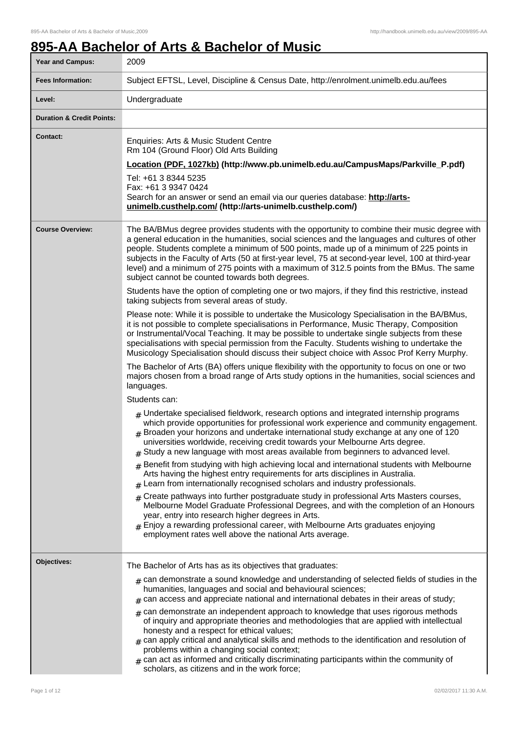# 895-AA Bachelor of Arts & Bachelor of Music

| | |
|---|---|
| **Year and Campus:** | 2009 |
| **Fees Information:** | Subject EFTSL, Level, Discipline & Census Date, http://enrolment.unimelb.edu.au/fees |
| **Level:** | Undergraduate |
| **Duration & Credit Points:** | |
| **Contact:** | Enquiries: Arts & Music Student Centre<br>Rm 104 (Ground Floor) Old Arts Building<br>**Location (PDF, 1027kb) (http://www.pb.unimelb.edu.au/CampusMaps/Parkville_P.pdf)**<br>Tel: +61 3 8344 5235<br>Fax: +61 3 9347 0424<br>Search for an answer or send an email via our queries database: **http://arts-unimelb.custhelp.com/ (http://arts-unimelb.custhelp.com/)** |
| **Course Overview:** | The BA/BMus degree provides students with the opportunity to combine their music degree with a general education in the humanities, social sciences and the languages and cultures of other people. Students complete a minimum of 500 points, made up of a minimum of 225 points in subjects in the Faculty of Arts (50 at first-year level, 75 at second-year level, 100 at third-year level) and a minimum of 275 points with a maximum of 312.5 points from the BMus. The same subject cannot be counted towards both degrees.<br><br>Students have the option of completing one or two majors, if they find this restrictive, instead taking subjects from several areas of study.<br><br>Please note: While it is possible to undertake the Musicology Specialisation in the BA/BMus, it is not possible to complete specialisations in Performance, Music Therapy, Composition or Instrumental/Vocal Teaching. It may be possible to undertake single subjects from these specialisations with special permission from the Faculty. Students wishing to undertake the Musicology Specialisation should discuss their subject choice with Assoc Prof Kerry Murphy.<br><br>The Bachelor of Arts (BA) offers unique flexibility with the opportunity to focus on one or two majors chosen from a broad range of Arts study options in the humanities, social sciences and languages.<br><br>Students can:<br><br># Undertake specialised fieldwork, research options and integrated internship programs which provide opportunities for professional work experience and community engagement.<br># Broaden your horizons and undertake international study exchange at any one of 120 universities worldwide, receiving credit towards your Melbourne Arts degree.<br># Study a new language with most areas available from beginners to advanced level.<br># Benefit from studying with high achieving local and international students with Melbourne Arts having the highest entry requirements for arts disciplines in Australia.<br># Learn from internationally recognised scholars and industry professionals.<br># Create pathways into further postgraduate study in professional Arts Masters courses, Melbourne Model Graduate Professional Degrees, and with the completion of an Honours year, entry into research higher degrees in Arts.<br># Enjoy a rewarding professional career, with Melbourne Arts graduates enjoying employment rates well above the national Arts average. |
| **Objectives:** | The Bachelor of Arts has as its objectives that graduates:<br><br># can demonstrate a sound knowledge and understanding of selected fields of studies in the humanities, languages and social and behavioural sciences;<br># can access and appreciate national and international debates in their areas of study;<br># can demonstrate an independent approach to knowledge that uses rigorous methods of inquiry and appropriate theories and methodologies that are applied with intellectual honesty and a respect for ethical values;<br># can apply critical and analytical skills and methods to the identification and resolution of problems within a changing social context;<br># can act as informed and critically discriminating participants within the community of scholars, as citizens and in the work force; |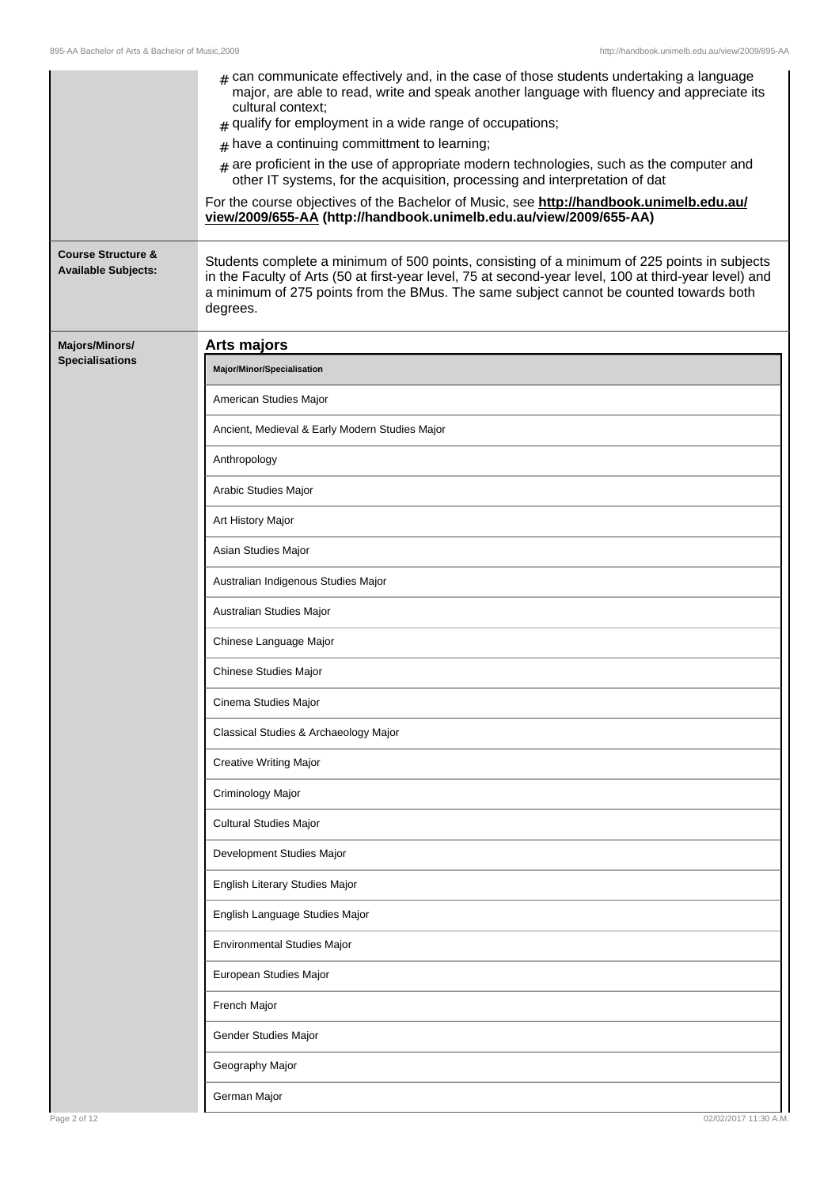- can communicate effectively and, in the case of those students undertaking a language major, are able to read, write and speak another language with fluency and appreciate its cultural context;
- qualify for employment in a wide range of occupations;
- have a continuing committment to learning;
- are proficient in the use of appropriate modern technologies, such as the computer and other IT systems, for the acquisition, processing and interpretation of dat

For the course objectives of the Bachelor of Music, see **http://handbook.unimelb.edu.au/view/2009/655-AA (http://handbook.unimelb.edu.au/view/2009/655-AA)**

**Course Structure & Available Subjects:**

Students complete a minimum of 500 points, consisting of a minimum of 225 points in subjects in the Faculty of Arts (50 at first-year level, 75 at second-year level, 100 at third-year level) and a minimum of 275 points from the BMus. The same subject cannot be counted towards both degrees.

**Majors/Minors/ Specialisations**

## Arts majors

| Major/Minor/Specialisation |
| --- |
| American Studies Major |
| Ancient, Medieval & Early Modern Studies Major |
| Anthropology |
| Arabic Studies Major |
| Art History Major |
| Asian Studies Major |
| Australian Indigenous Studies Major |
| Australian Studies Major |
| Chinese Language Major |
| Chinese Studies Major |
| Cinema Studies Major |
| Classical Studies & Archaeology Major |
| Creative Writing Major |
| Criminology Major |
| Cultural Studies Major |
| Development Studies Major |
| English Literary Studies Major |
| English Language Studies Major |
| Environmental Studies Major |
| European Studies Major |
| French Major |
| Gender Studies Major |
| Geography Major |
| German Major |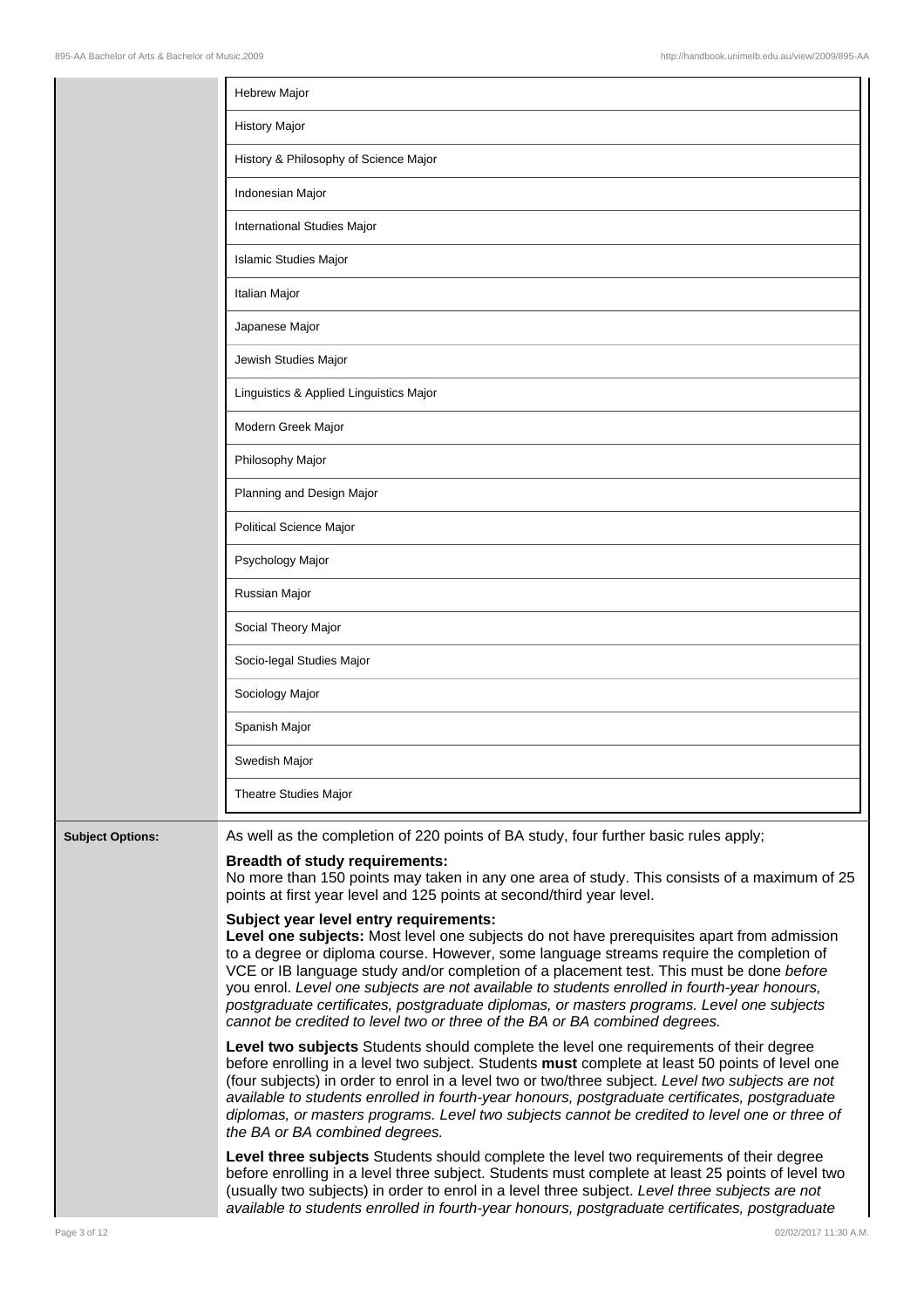| | |
|---|---|
| | Hebrew Major |
| | History Major |
| | History & Philosophy of Science Major |
| | Indonesian Major |
| | International Studies Major |
| | Islamic Studies Major |
| | Italian Major |
| | Japanese Major |
| | Jewish Studies Major |
| | Linguistics & Applied Linguistics Major |
| | Modern Greek Major |
| | Philosophy Major |
| | Planning and Design Major |
| | Political Science Major |
| | Psychology Major |
| | Russian Major |
| | Social Theory Major |
| | Socio-legal Studies Major |
| | Sociology Major |
| | Spanish Major |
| | Swedish Major |
| | Theatre Studies Major |

**Subject Options:**

As well as the completion of 220 points of BA study, four further basic rules apply;

**Breadth of study requirements:**
No more than 150 points may taken in any one area of study. This consists of a maximum of 25 points at first year level and 125 points at second/third year level.

**Subject year level entry requirements:**
**Level one subjects:** Most level one subjects do not have prerequisites apart from admission to a degree or diploma course. However, some language streams require the completion of VCE or IB language study and/or completion of a placement test. This must be done *before* you enrol. *Level one subjects are not available to students enrolled in fourth-year honours, postgraduate certificates, postgraduate diplomas, or masters programs. Level one subjects cannot be credited to level two or three of the BA or BA combined degrees.*

**Level two subjects** Students should complete the level one requirements of their degree before enrolling in a level two subject. Students **must** complete at least 50 points of level one (four subjects) in order to enrol in a level two or two/three subject. *Level two subjects are not available to students enrolled in fourth-year honours, postgraduate certificates, postgraduate diplomas, or masters programs. Level two subjects cannot be credited to level one or three of the BA or BA combined degrees.*

**Level three subjects** Students should complete the level two requirements of their degree before enrolling in a level three subject. Students must complete at least 25 points of level two (usually two subjects) in order to enrol in a level three subject. *Level three subjects are not available to students enrolled in fourth-year honours, postgraduate certificates, postgraduate*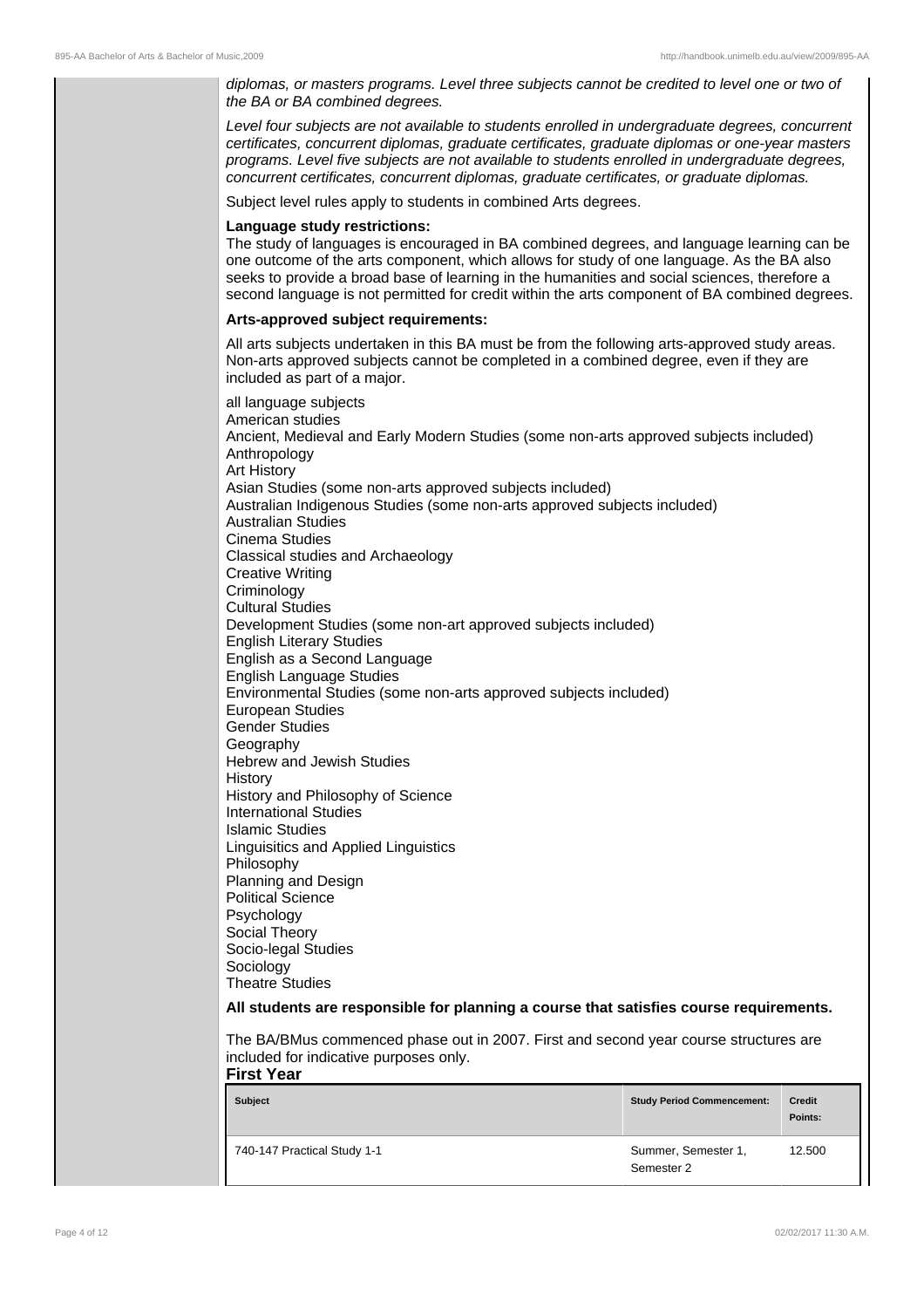*diplomas, or masters programs. Level three subjects cannot be credited to level one or two of the BA or BA combined degrees.*

*Level four subjects are not available to students enrolled in undergraduate degrees, concurrent certificates, concurrent diplomas, graduate certificates, graduate diplomas or one-year masters programs. Level five subjects are not available to students enrolled in undergraduate degrees, concurrent certificates, concurrent diplomas, graduate certificates, or graduate diplomas.*

Subject level rules apply to students in combined Arts degrees.

**Language study restrictions:**
The study of languages is encouraged in BA combined degrees, and language learning can be one outcome of the arts component, which allows for study of one language. As the BA also seeks to provide a broad base of learning in the humanities and social sciences, therefore a second language is not permitted for credit within the arts component of BA combined degrees.

**Arts-approved subject requirements:**

All arts subjects undertaken in this BA must be from the following arts-approved study areas. Non-arts approved subjects cannot be completed in a combined degree, even if they are included as part of a major.

all language subjects
American studies
Ancient, Medieval and Early Modern Studies (some non-arts approved subjects included)
Anthropology
Art History
Asian Studies (some non-arts approved subjects included)
Australian Indigenous Studies (some non-arts approved subjects included)
Australian Studies
Cinema Studies
Classical studies and Archaeology
Creative Writing
Criminology
Cultural Studies
Development Studies (some non-art approved subjects included)
English Literary Studies
English as a Second Language
English Language Studies
Environmental Studies (some non-arts approved subjects included)
European Studies
Gender Studies
Geography
Hebrew and Jewish Studies
History
History and Philosophy of Science
International Studies
Islamic Studies
Linguisitics and Applied Linguistics
Philosophy
Planning and Design
Political Science
Psychology
Social Theory
Socio-legal Studies
Sociology
Theatre Studies

**All students are responsible for planning a course that satisfies course requirements.**

The BA/BMus commenced phase out in 2007. First and second year course structures are included for indicative purposes only.

**First Year**

| Subject | Study Period Commencement: | Credit Points: |
|---|---|---|
| 740-147 Practical Study 1-1 | Summer, Semester 1, Semester 2 | 12.500 |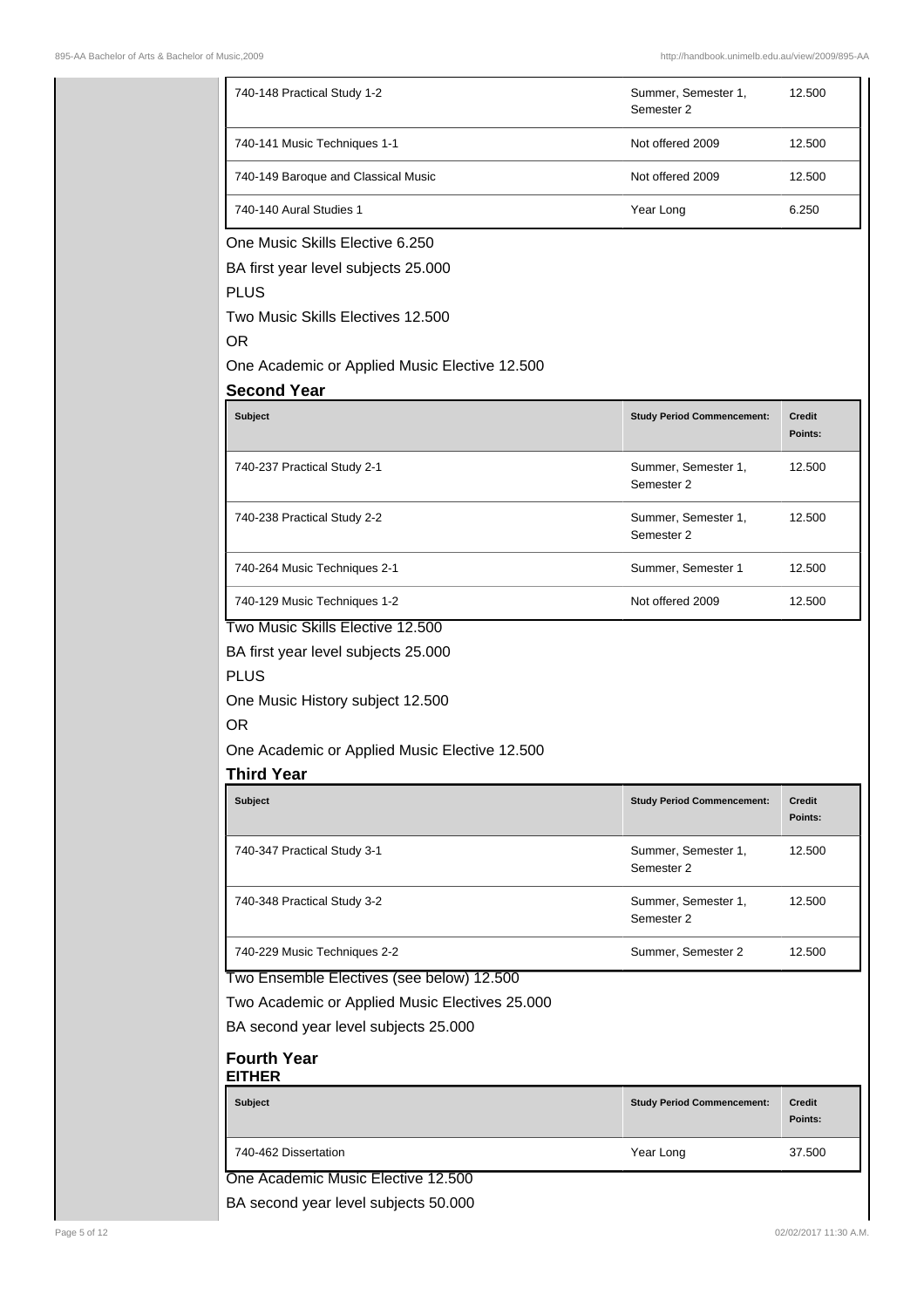| Subject | Study Period Commencement: | Credit Points: |
| --- | --- | --- |
| 740-148 Practical Study 1-2 | Summer, Semester 1, Semester 2 | 12.500 |
| 740-141 Music Techniques 1-1 | Not offered 2009 | 12.500 |
| 740-149 Baroque and Classical Music | Not offered 2009 | 12.500 |
| 740-140 Aural Studies 1 | Year Long | 6.250 |

One Music Skills Elective 6.250

BA first year level subjects 25.000

PLUS

Two Music Skills Electives 12.500

OR

One Academic or Applied Music Elective 12.500

### Second Year

| Subject | Study Period Commencement: | Credit Points: |
| --- | --- | --- |
| 740-237 Practical Study 2-1 | Summer, Semester 1, Semester 2 | 12.500 |
| 740-238 Practical Study 2-2 | Summer, Semester 1, Semester 2 | 12.500 |
| 740-264 Music Techniques 2-1 | Summer, Semester 1 | 12.500 |
| 740-129 Music Techniques 1-2 | Not offered 2009 | 12.500 |

Two Music Skills Elective 12.500

BA first year level subjects 25.000

PLUS

One Music History subject 12.500

OR

One Academic or Applied Music Elective 12.500

### Third Year

| Subject | Study Period Commencement: | Credit Points: |
| --- | --- | --- |
| 740-347 Practical Study 3-1 | Summer, Semester 1, Semester 2 | 12.500 |
| 740-348 Practical Study 3-2 | Summer, Semester 1, Semester 2 | 12.500 |
| 740-229 Music Techniques 2-2 | Summer, Semester 2 | 12.500 |

Two Ensemble Electives (see below) 12.500

Two Academic or Applied Music Electives 25.000

BA second year level subjects 25.000

### Fourth Year

**EITHER**

| Subject | Study Period Commencement: | Credit Points: |
| --- | --- | --- |
| 740-462 Dissertation | Year Long | 37.500 |

One Academic Music Elective 12.500

BA second year level subjects 50.000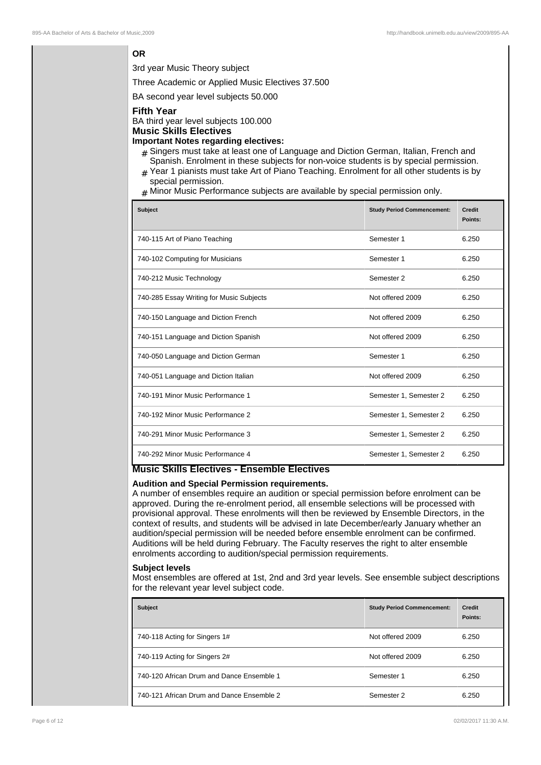**OR**

3rd year Music Theory subject

Three Academic or Applied Music Electives 37.500

BA second year level subjects 50.000

### Fifth Year

BA third year level subjects 100.000

### Music Skills Electives

#### Important Notes regarding electives:

- Singers must take at least one of Language and Diction German, Italian, French and Spanish. Enrolment in these subjects for non-voice students is by special permission.
- Year 1 pianists must take Art of Piano Teaching. Enrolment for all other students is by special permission.
- Minor Music Performance subjects are available by special permission only.

| Subject | Study Period Commencement: | Credit Points: |
|---|---|---|
| 740-115 Art of Piano Teaching | Semester 1 | 6.250 |
| 740-102 Computing for Musicians | Semester 1 | 6.250 |
| 740-212 Music Technology | Semester 2 | 6.250 |
| 740-285 Essay Writing for Music Subjects | Not offered 2009 | 6.250 |
| 740-150 Language and Diction French | Not offered 2009 | 6.250 |
| 740-151 Language and Diction Spanish | Not offered 2009 | 6.250 |
| 740-050 Language and Diction German | Semester 1 | 6.250 |
| 740-051 Language and Diction Italian | Not offered 2009 | 6.250 |
| 740-191 Minor Music Performance 1 | Semester 1, Semester 2 | 6.250 |
| 740-192 Minor Music Performance 2 | Semester 1, Semester 2 | 6.250 |
| 740-291 Minor Music Performance 3 | Semester 1, Semester 2 | 6.250 |
| 740-292 Minor Music Performance 4 | Semester 1, Semester 2 | 6.250 |

### Music Skills Electives - Ensemble Electives

**Audition and Special Permission requirements.**

A number of ensembles require an audition or special permission before enrolment can be approved. During the re-enrolment period, all ensemble selections will be processed with provisional approval. These enrolments will then be reviewed by Ensemble Directors, in the context of results, and students will be advised in late December/early January whether an audition/special permission will be needed before ensemble enrolment can be confirmed. Auditions will be held during February. The Faculty reserves the right to alter ensemble enrolments according to audition/special permission requirements.

**Subject levels**

Most ensembles are offered at 1st, 2nd and 3rd year levels. See ensemble subject descriptions for the relevant year level subject code.

| Subject | Study Period Commencement: | Credit Points: |
|---|---|---|
| 740-118 Acting for Singers 1# | Not offered 2009 | 6.250 |
| 740-119 Acting for Singers 2# | Not offered 2009 | 6.250 |
| 740-120 African Drum and Dance Ensemble 1 | Semester 1 | 6.250 |
| 740-121 African Drum and Dance Ensemble 2 | Semester 2 | 6.250 |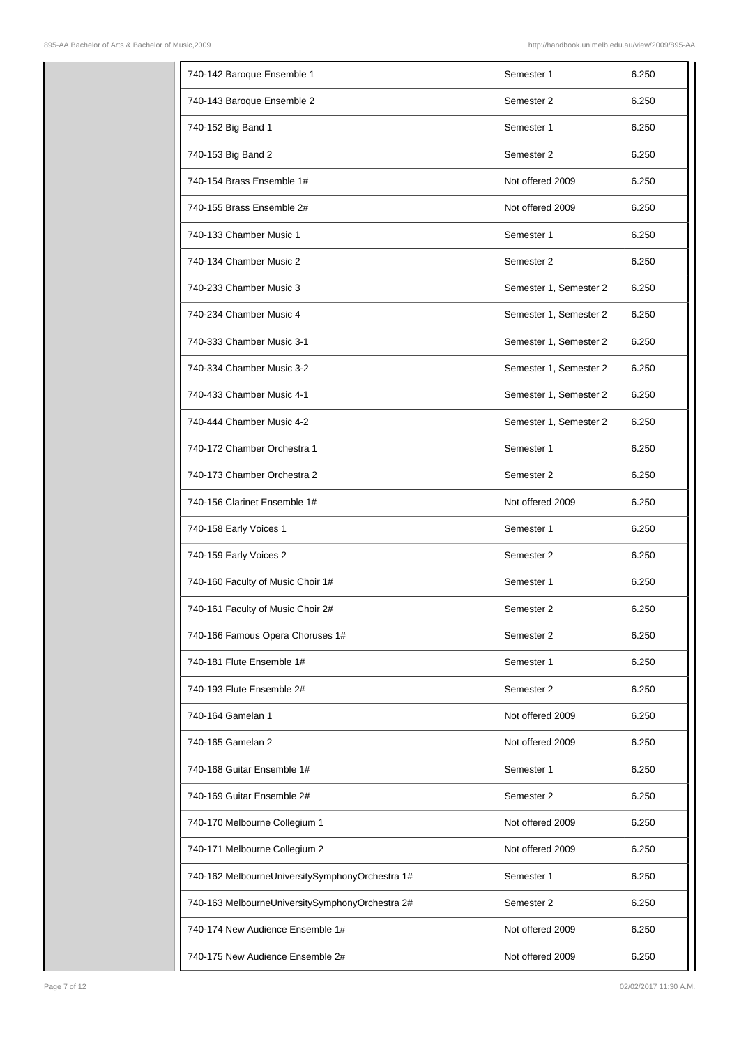| | | |
|---|---|---|
| 740-142 Baroque Ensemble 1 | Semester 1 | 6.250 |
| 740-143 Baroque Ensemble 2 | Semester 2 | 6.250 |
| 740-152 Big Band 1 | Semester 1 | 6.250 |
| 740-153 Big Band 2 | Semester 2 | 6.250 |
| 740-154 Brass Ensemble 1# | Not offered 2009 | 6.250 |
| 740-155 Brass Ensemble 2# | Not offered 2009 | 6.250 |
| 740-133 Chamber Music 1 | Semester 1 | 6.250 |
| 740-134 Chamber Music 2 | Semester 2 | 6.250 |
| 740-233 Chamber Music 3 | Semester 1, Semester 2 | 6.250 |
| 740-234 Chamber Music 4 | Semester 1, Semester 2 | 6.250 |
| 740-333 Chamber Music 3-1 | Semester 1, Semester 2 | 6.250 |
| 740-334 Chamber Music 3-2 | Semester 1, Semester 2 | 6.250 |
| 740-433 Chamber Music 4-1 | Semester 1, Semester 2 | 6.250 |
| 740-444 Chamber Music 4-2 | Semester 1, Semester 2 | 6.250 |
| 740-172 Chamber Orchestra 1 | Semester 1 | 6.250 |
| 740-173 Chamber Orchestra 2 | Semester 2 | 6.250 |
| 740-156 Clarinet Ensemble 1# | Not offered 2009 | 6.250 |
| 740-158 Early Voices 1 | Semester 1 | 6.250 |
| 740-159 Early Voices 2 | Semester 2 | 6.250 |
| 740-160 Faculty of Music Choir 1# | Semester 1 | 6.250 |
| 740-161 Faculty of Music Choir 2# | Semester 2 | 6.250 |
| 740-166 Famous Opera Choruses 1# | Semester 2 | 6.250 |
| 740-181 Flute Ensemble 1# | Semester 1 | 6.250 |
| 740-193 Flute Ensemble 2# | Semester 2 | 6.250 |
| 740-164 Gamelan 1 | Not offered 2009 | 6.250 |
| 740-165 Gamelan 2 | Not offered 2009 | 6.250 |
| 740-168 Guitar Ensemble 1# | Semester 1 | 6.250 |
| 740-169 Guitar Ensemble 2# | Semester 2 | 6.250 |
| 740-170 Melbourne Collegium 1 | Not offered 2009 | 6.250 |
| 740-171 Melbourne Collegium 2 | Not offered 2009 | 6.250 |
| 740-162 MelbourneUniversitySymphonyOrchestra 1# | Semester 1 | 6.250 |
| 740-163 MelbourneUniversitySymphonyOrchestra 2# | Semester 2 | 6.250 |
| 740-174 New Audience Ensemble 1# | Not offered 2009 | 6.250 |
| 740-175 New Audience Ensemble 2# | Not offered 2009 | 6.250 |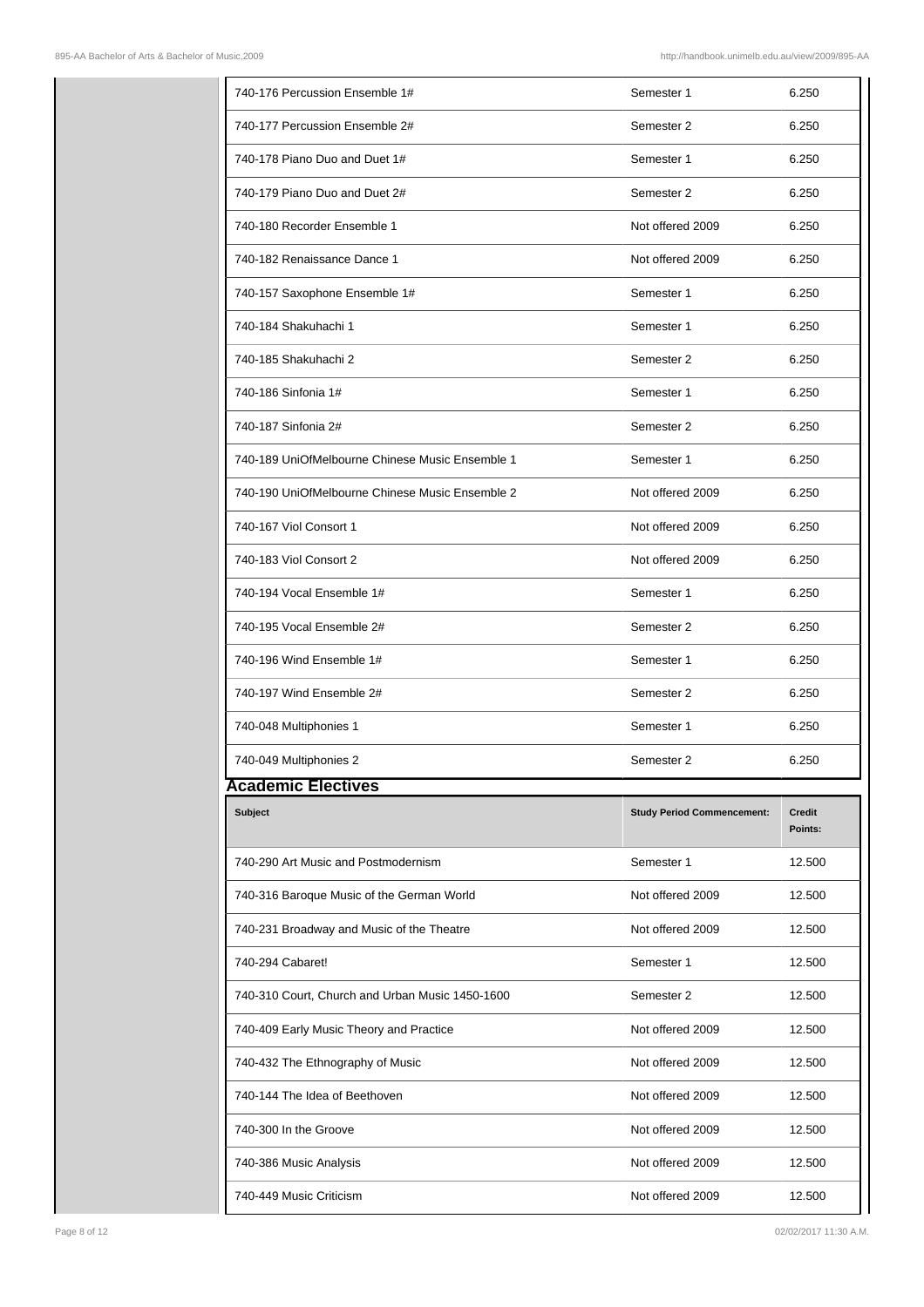| | | |
|---|---|---|
| 740-176 Percussion Ensemble 1# | Semester 1 | 6.250 |
| 740-177 Percussion Ensemble 2# | Semester 2 | 6.250 |
| 740-178 Piano Duo and Duet 1# | Semester 1 | 6.250 |
| 740-179 Piano Duo and Duet 2# | Semester 2 | 6.250 |
| 740-180 Recorder Ensemble 1 | Not offered 2009 | 6.250 |
| 740-182 Renaissance Dance 1 | Not offered 2009 | 6.250 |
| 740-157 Saxophone Ensemble 1# | Semester 1 | 6.250 |
| 740-184 Shakuhachi 1 | Semester 1 | 6.250 |
| 740-185 Shakuhachi 2 | Semester 2 | 6.250 |
| 740-186 Sinfonia 1# | Semester 1 | 6.250 |
| 740-187 Sinfonia 2# | Semester 2 | 6.250 |
| 740-189 UniOfMelbourne Chinese Music Ensemble 1 | Semester 1 | 6.250 |
| 740-190 UniOfMelbourne Chinese Music Ensemble 2 | Not offered 2009 | 6.250 |
| 740-167 Viol Consort 1 | Not offered 2009 | 6.250 |
| 740-183 Viol Consort 2 | Not offered 2009 | 6.250 |
| 740-194 Vocal Ensemble 1# | Semester 1 | 6.250 |
| 740-195 Vocal Ensemble 2# | Semester 2 | 6.250 |
| 740-196 Wind Ensemble 1# | Semester 1 | 6.250 |
| 740-197 Wind Ensemble 2# | Semester 2 | 6.250 |
| 740-048 Multiphonies 1 | Semester 1 | 6.250 |
| 740-049 Multiphonies 2 | Semester 2 | 6.250 |

## Academic Electives

| Subject | Study Period Commencement: | Credit Points: |
|---|---|---|
| 740-290 Art Music and Postmodernism | Semester 1 | 12.500 |
| 740-316 Baroque Music of the German World | Not offered 2009 | 12.500 |
| 740-231 Broadway and Music of the Theatre | Not offered 2009 | 12.500 |
| 740-294 Cabaret! | Semester 1 | 12.500 |
| 740-310 Court, Church and Urban Music 1450-1600 | Semester 2 | 12.500 |
| 740-409 Early Music Theory and Practice | Not offered 2009 | 12.500 |
| 740-432 The Ethnography of Music | Not offered 2009 | 12.500 |
| 740-144 The Idea of Beethoven | Not offered 2009 | 12.500 |
| 740-300 In the Groove | Not offered 2009 | 12.500 |
| 740-386 Music Analysis | Not offered 2009 | 12.500 |
| 740-449 Music Criticism | Not offered 2009 | 12.500 |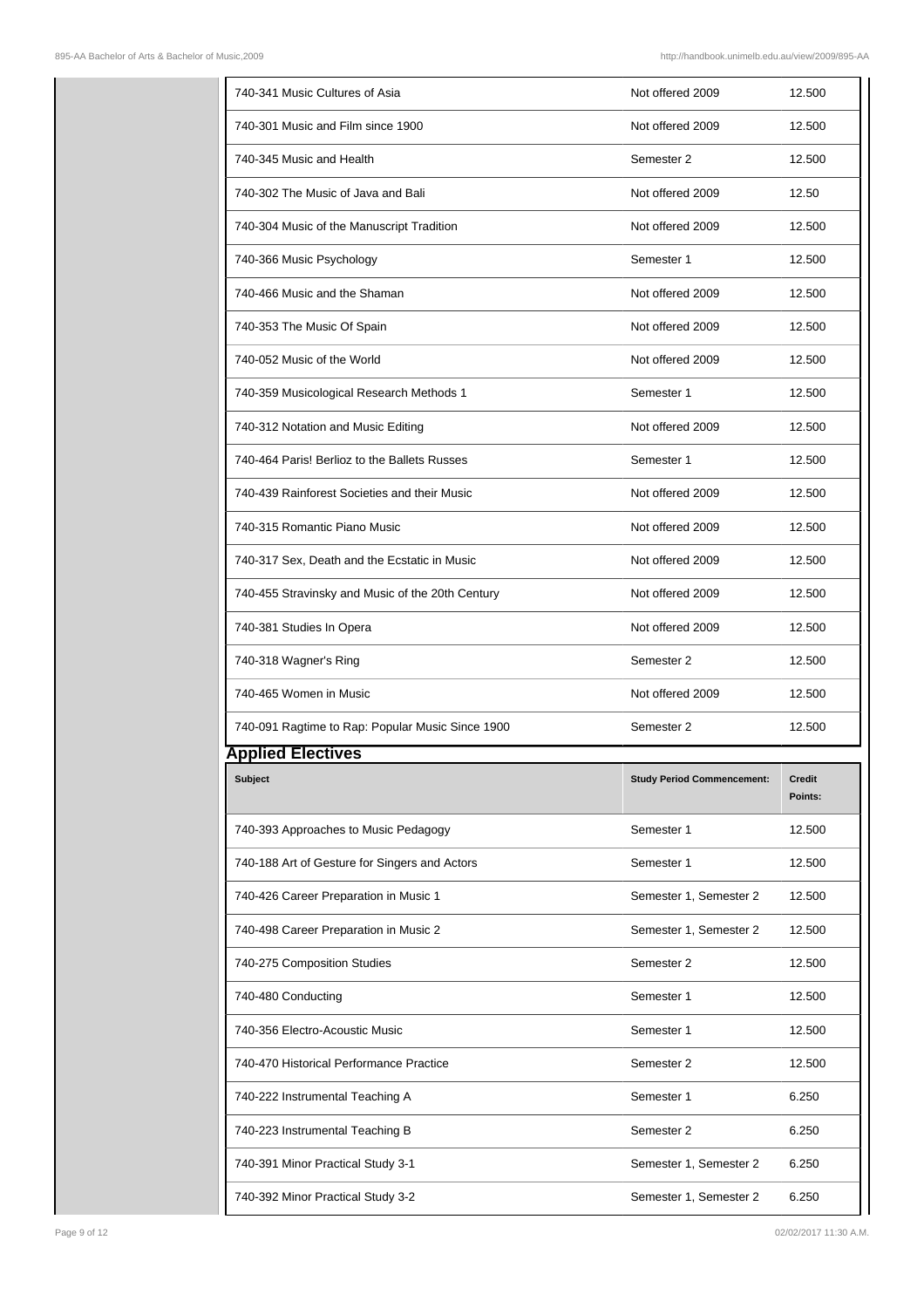| | | |
|---|---|---|
| 740-341 Music Cultures of Asia | Not offered 2009 | 12.500 |
| 740-301 Music and Film since 1900 | Not offered 2009 | 12.500 |
| 740-345 Music and Health | Semester 2 | 12.500 |
| 740-302 The Music of Java and Bali | Not offered 2009 | 12.50 |
| 740-304 Music of the Manuscript Tradition | Not offered 2009 | 12.500 |
| 740-366 Music Psychology | Semester 1 | 12.500 |
| 740-466 Music and the Shaman | Not offered 2009 | 12.500 |
| 740-353 The Music Of Spain | Not offered 2009 | 12.500 |
| 740-052 Music of the World | Not offered 2009 | 12.500 |
| 740-359 Musicological Research Methods 1 | Semester 1 | 12.500 |
| 740-312 Notation and Music Editing | Not offered 2009 | 12.500 |
| 740-464 Paris! Berlioz to the Ballets Russes | Semester 1 | 12.500 |
| 740-439 Rainforest Societies and their Music | Not offered 2009 | 12.500 |
| 740-315 Romantic Piano Music | Not offered 2009 | 12.500 |
| 740-317 Sex, Death and the Ecstatic in Music | Not offered 2009 | 12.500 |
| 740-455 Stravinsky and Music of the 20th Century | Not offered 2009 | 12.500 |
| 740-381 Studies In Opera | Not offered 2009 | 12.500 |
| 740-318 Wagner's Ring | Semester 2 | 12.500 |
| 740-465 Women in Music | Not offered 2009 | 12.500 |
| 740-091 Ragtime to Rap: Popular Music Since 1900 | Semester 2 | 12.500 |

## Applied Electives

| Subject | Study Period Commencement: | Credit Points: |
|---|---|---|
| 740-393 Approaches to Music Pedagogy | Semester 1 | 12.500 |
| 740-188 Art of Gesture for Singers and Actors | Semester 1 | 12.500 |
| 740-426 Career Preparation in Music 1 | Semester 1, Semester 2 | 12.500 |
| 740-498 Career Preparation in Music 2 | Semester 1, Semester 2 | 12.500 |
| 740-275 Composition Studies | Semester 2 | 12.500 |
| 740-480 Conducting | Semester 1 | 12.500 |
| 740-356 Electro-Acoustic Music | Semester 1 | 12.500 |
| 740-470 Historical Performance Practice | Semester 2 | 12.500 |
| 740-222 Instrumental Teaching A | Semester 1 | 6.250 |
| 740-223 Instrumental Teaching B | Semester 2 | 6.250 |
| 740-391 Minor Practical Study 3-1 | Semester 1, Semester 2 | 6.250 |
| 740-392 Minor Practical Study 3-2 | Semester 1, Semester 2 | 6.250 |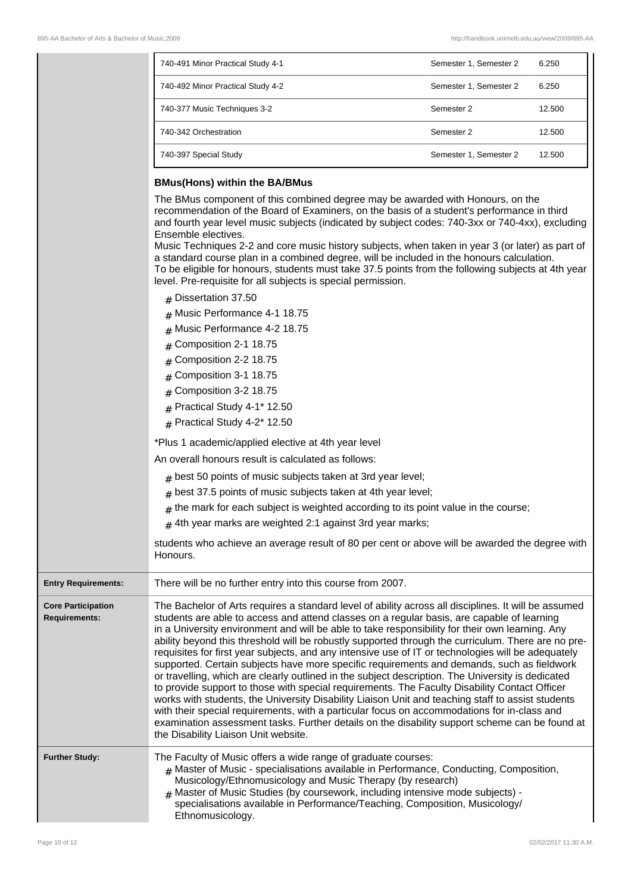| | | |
|---|---|---|
| 740-491 Minor Practical Study 4-1 | Semester 1, Semester 2 | 6.250 |
| 740-492 Minor Practical Study 4-2 | Semester 1, Semester 2 | 6.250 |
| 740-377 Music Techniques 3-2 | Semester 2 | 12.500 |
| 740-342 Orchestration | Semester 2 | 12.500 |
| 740-397 Special Study | Semester 1, Semester 2 | 12.500 |

**BMus(Hons) within the BA/BMus**

The BMus component of this combined degree may be awarded with Honours, on the recommendation of the Board of Examiners, on the basis of a student's performance in third and fourth year level music subjects (indicated by subject codes: 740-3xx or 740-4xx), excluding Ensemble electives.
Music Techniques 2-2 and core music history subjects, when taken in year 3 (or later) as part of a standard course plan in a combined degree, will be included in the honours calculation.
To be eligible for honours, students must take 37.5 points from the following subjects at 4th year level. Pre-requisite for all subjects is special permission.

- Dissertation 37.50
- Music Performance 4-1 18.75
- Music Performance 4-2 18.75
- Composition 2-1 18.75
- Composition 2-2 18.75
- Composition 3-1 18.75
- Composition 3-2 18.75
- Practical Study 4-1* 12.50
- Practical Study 4-2* 12.50

*Plus 1 academic/applied elective at 4th year level

An overall honours result is calculated as follows:

- best 50 points of music subjects taken at 3rd year level;
- best 37.5 points of music subjects taken at 4th year level;
- the mark for each subject is weighted according to its point value in the course;
- 4th year marks are weighted 2:1 against 3rd year marks;

students who achieve an average result of 80 per cent or above will be awarded the degree with Honours.

**Entry Requirements:**

There will be no further entry into this course from 2007.

**Core Participation Requirements:**

The Bachelor of Arts requires a standard level of ability across all disciplines. It will be assumed students are able to access and attend classes on a regular basis, are capable of learning in a University environment and will be able to take responsibility for their own learning. Any ability beyond this threshold will be robustly supported through the curriculum. There are no pre-requisites for first year subjects, and any intensive use of IT or technologies will be adequately supported. Certain subjects have more specific requirements and demands, such as fieldwork or travelling, which are clearly outlined in the subject description. The University is dedicated to provide support to those with special requirements. The Faculty Disability Contact Officer works with students, the University Disability Liaison Unit and teaching staff to assist students with their special requirements, with a particular focus on accommodations for in-class and examination assessment tasks. Further details on the disability support scheme can be found at the Disability Liaison Unit website.

**Further Study:**

The Faculty of Music offers a wide range of graduate courses:

- Master of Music - specialisations available in Performance, Conducting, Composition, Musicology/Ethnomusicology and Music Therapy (by research)
- Master of Music Studies (by coursework, including intensive mode subjects) - specialisations available in Performance/Teaching, Composition, Musicology/Ethnomusicology.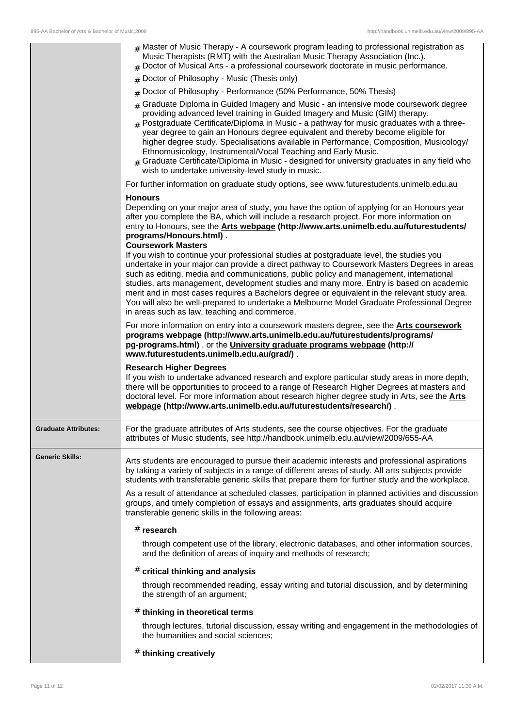- Master of Music Therapy - A coursework program leading to professional registration as Music Therapists (RMT) with the Australian Music Therapy Association (Inc.).
- Doctor of Musical Arts - a professional coursework doctorate in music performance.
- Doctor of Philosophy - Music (Thesis only)
- Doctor of Philosophy - Performance (50% Performance, 50% Thesis)
- Graduate Diploma in Guided Imagery and Music - an intensive mode coursework degree providing advanced level training in Guided Imagery and Music (GIM) therapy.
- Postgraduate Certificate/Diploma in Music - a pathway for music graduates with a three-year degree to gain an Honours degree equivalent and thereby become eligible for higher degree study. Specialisations available in Performance, Composition, Musicology/ Ethnomusicology, Instrumental/Vocal Teaching and Early Music.
- Graduate Certificate/Diploma in Music - designed for university graduates in any field who wish to undertake university-level study in music.

For further information on graduate study options, see www.futurestudents.unimelb.edu.au

**Honours**

Depending on your major area of study, you have the option of applying for an Honours year after you complete the BA, which will include a research project. For more information on entry to Honours, see the **Arts webpage (http://www.arts.unimelb.edu.au/futurestudents/programs/Honours.html)** .

**Coursework Masters**

If you wish to continue your professional studies at postgraduate level, the studies you undertake in your major can provide a direct pathway to Coursework Masters Degrees in areas such as editing, media and communications, public policy and management, international studies, arts management, development studies and many more. Entry is based on academic merit and in most cases requires a Bachelors degree or equivalent in the relevant study area. You will also be well-prepared to undertake a Melbourne Model Graduate Professional Degree in areas such as law, teaching and commerce.

For more information on entry into a coursework masters degree, see the **Arts coursework programs webpage (http://www.arts.unimelb.edu.au/futurestudents/programs/pg-programs.html)** , or the **University graduate programs webpage (http://www.futurestudents.unimelb.edu.au/grad/)** .

**Research Higher Degrees**

If you wish to undertake advanced research and explore particular study areas in more depth, there will be opportunities to proceed to a range of Research Higher Degrees at masters and doctoral level. For more information about research higher degree study in Arts, see the **Arts webpage (http://www.arts.unimelb.edu.au/futurestudents/research/)** .

**Graduate Attributes:**

For the graduate attributes of Arts students, see the course objectives. For the graduate attributes of Music students, see http://handbook.unimelb.edu.au/view/2009/655-AA

**Generic Skills:**

Arts students are encouraged to pursue their academic interests and professional aspirations by taking a variety of subjects in a range of different areas of study. All arts subjects provide students with transferable generic skills that prepare them for further study and the workplace.

As a result of attendance at scheduled classes, participation in planned activities and discussion groups, and timely completion of essays and assignments, arts graduates should acquire transferable generic skills in the following areas:

- **research**

  through competent use of the library, electronic databases, and other information sources, and the definition of areas of inquiry and methods of research;

- **critical thinking and analysis**

  through recommended reading, essay writing and tutorial discussion, and by determining the strength of an argument;

- **thinking in theoretical terms**

  through lectures, tutorial discussion, essay writing and engagement in the methodologies of the humanities and social sciences;

- **thinking creatively**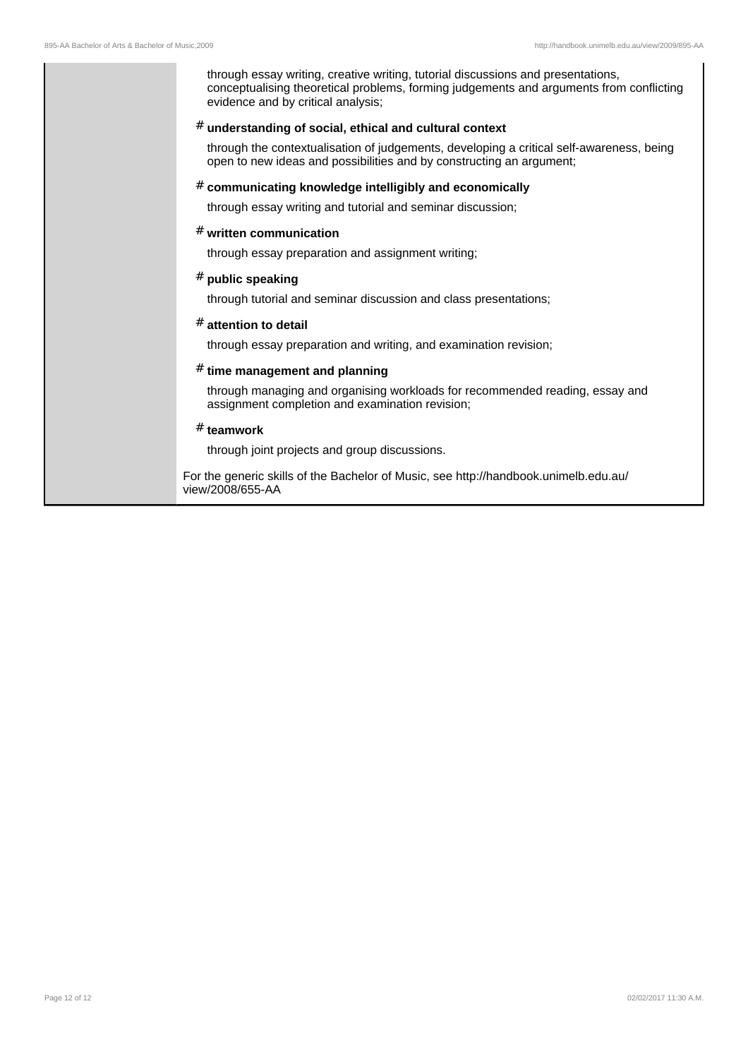through essay writing, creative writing, tutorial discussions and presentations, conceptualising theoretical problems, forming judgements and arguments from conflicting evidence and by critical analysis;

- # **understanding of social, ethical and cultural context**

  through the contextualisation of judgements, developing a critical self-awareness, being open to new ideas and possibilities and by constructing an argument;

- # **communicating knowledge intelligibly and economically**

  through essay writing and tutorial and seminar discussion;

- # **written communication**

  through essay preparation and assignment writing;

- # **public speaking**

  through tutorial and seminar discussion and class presentations;

- # **attention to detail**

  through essay preparation and writing, and examination revision;

- # **time management and planning**

  through managing and organising workloads for recommended reading, essay and assignment completion and examination revision;

- # **teamwork**

  through joint projects and group discussions.

For the generic skills of the Bachelor of Music, see http://handbook.unimelb.edu.au/view/2008/655-AA